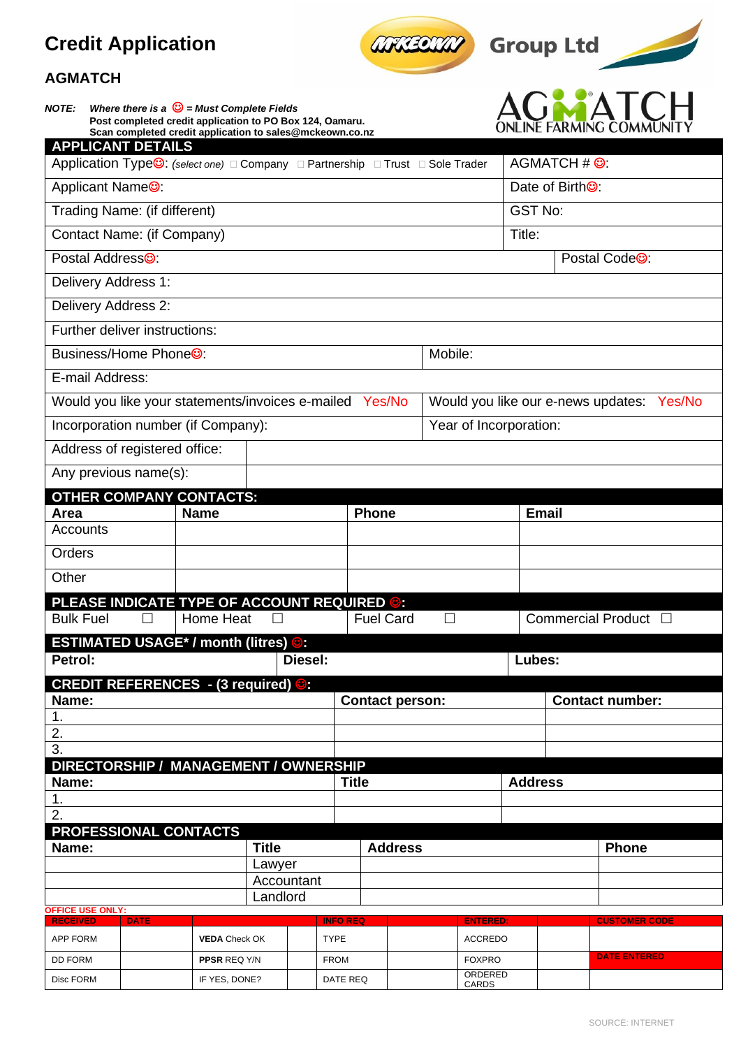# Credit Application

## AGMATCH

McKEOWN Group Ltd

AGMATCH ONLINE FARMING COMMUNITY

*NOTE: Where there is a ☺ = Must Complete Fields*
**Post completed credit application to PO Box 124, Oamaru.**
**Scan completed credit application to sales@mckeown.co.nz**

| APPLICANT DETAILS | | |
|---|---|---|
| Application Type☺: *(select one)* ☐ Company ☐ Partnership ☐ Trust ☐ Sole Trader | | AGMATCH # ☺: |
| Applicant Name☺: | | Date of Birth☺: |
| Trading Name: (if different) | | GST No: |
| Contact Name: (if Company) | | Title: |
| Postal Address☺: | | Postal Code☺: |
| Delivery Address 1: | | |
| Delivery Address 2: | | |
| Further deliver instructions: | | |
| Business/Home Phone☺: | Mobile: | |
| E-mail Address: | | |
| Would you like your statements/invoices e-mailed Yes/No | Would you like our e-news updates: Yes/No | |
| Incorporation number (if Company): | Year of Incorporation: | |
| Address of registered office: | | |
| Any previous name(s): | | |

| OTHER COMPANY CONTACTS: | | | |
|---|---|---|---|
| **Area** | **Name** | **Phone** | **Email** |
| Accounts | | | |
| Orders | | | |
| Other | | | |

| PLEASE INDICATE TYPE OF ACCOUNT REQUIRED ☺: | | | |
|---|---|---|---|
| Bulk Fuel ☐ | Home Heat ☐ | Fuel Card ☐ | Commercial Product ☐ |

| ESTIMATED USAGE* / month (litres) ☺: | | |
|---|---|---|
| **Petrol:** | **Diesel:** | **Lubes:** |

| CREDIT REFERENCES - (3 required) ☺: | | |
|---|---|---|
| **Name:** | **Contact person:** | **Contact number:** |
| 1. | | |
| 2. | | |
| 3. | | |

| DIRECTORSHIP / MANAGEMENT / OWNERSHIP | | |
|---|---|---|
| **Name:** | **Title** | **Address** |
| 1. | | |
| 2. | | |

| PROFESSIONAL CONTACTS | | | |
|---|---|---|---|
| **Name:** | **Title** | **Address** | **Phone** |
| | Lawyer | | |
| | Accountant | | |
| | Landlord | | |

OFFICE USE ONLY:

| RECEIVED | DATE | | | INFO REQ | | ENTERED: | | CUSTOMER CODE |
|---|---|---|---|---|---|---|---|---|
| APP FORM | | **VEDA** Check OK | | TYPE | | ACCREDO | | |
| DD FORM | | **PPSR** REQ Y/N | | FROM | | FOXPRO | | DATE ENTERED |
| Disc FORM | | IF YES, DONE? | | DATE REQ | | ORDERED CARDS | | |

SOURCE: INTERNET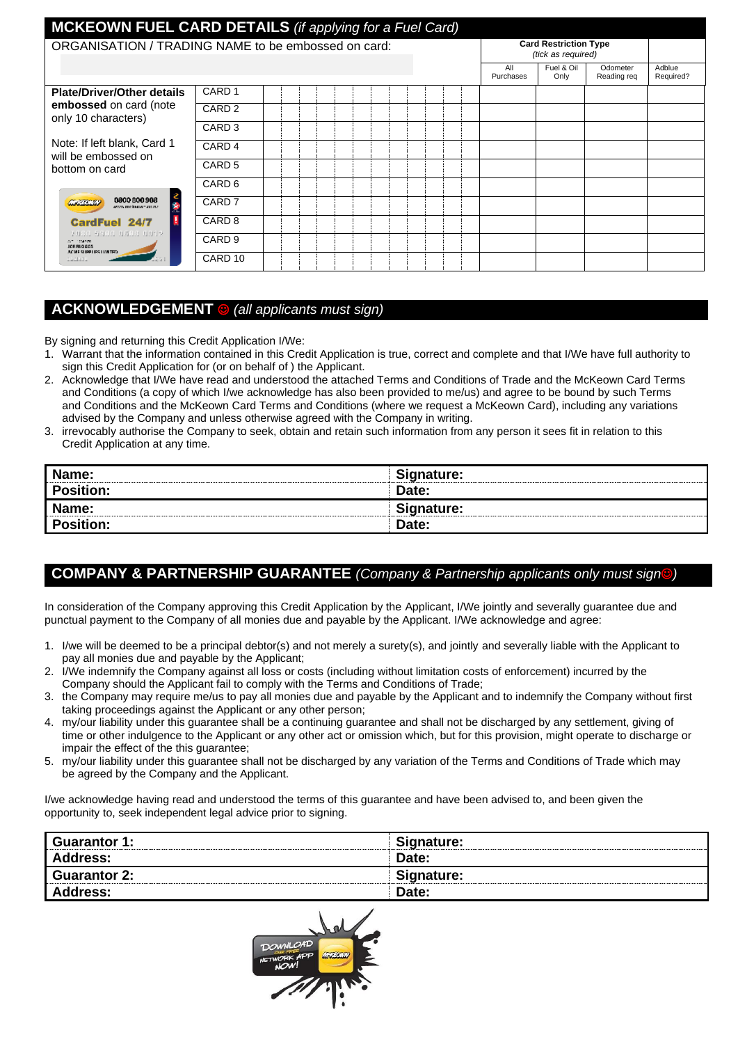## MCKEOWN FUEL CARD DETAILS *(if applying for a Fuel Card)*

ORGANISATION / TRADING NAME to be embossed on card:

| | | | | | | | | | | | | | Card Restriction Type *(tick as required)* | | | |
|---|---|---|---|---|---|---|---|---|---|---|---|---|---|---|---|---|
| | | | | | | | | | | | | | All Purchases | Fuel & Oil Only | Odometer Reading req | Adblue Required? |
| **Plate/Driver/Other details embossed** on card (note only 10 characters) | CARD 1 | | | | | | | | | | | | | | | |
| | CARD 2 | | | | | | | | | | | | | | | |
| | CARD 3 | | | | | | | | | | | | | | | |
| Note: If left blank, Card 1 will be embossed on bottom on card | CARD 4 | | | | | | | | | | | | | | | |
| | CARD 5 | | | | | | | | | | | | | | | |
| | CARD 6 | | | | | | | | | | | | | | | |
| | CARD 7 | | | | | | | | | | | | | | | |
| | CARD 8 | | | | | | | | | | | | | | | |
| | CARD 9 | | | | | | | | | | | | | | | |
| | CARD 10 | | | | | | | | | | | | | | | |

## ACKNOWLEDGEMENT ☺ *(all applicants must sign)*

By signing and returning this Credit Application I/We:

1. Warrant that the information contained in this Credit Application is true, correct and complete and that I/We have full authority to sign this Credit Application for (or on behalf of ) the Applicant.
2. Acknowledge that I/We have read and understood the attached Terms and Conditions of Trade and the McKeown Card Terms and Conditions (a copy of which I/we acknowledge has also been provided to me/us) and agree to be bound by such Terms and Conditions and the McKeown Card Terms and Conditions (where we request a McKeown Card), including any variations advised by the Company and unless otherwise agreed with the Company in writing.
3. irrevocably authorise the Company to seek, obtain and retain such information from any person it sees fit in relation to this Credit Application at any time.

| | |
|---|---|
| **Name:** | **Signature:** |
| **Position:** | **Date:** |
| **Name:** | **Signature:** |
| **Position:** | **Date:** |

## COMPANY & PARTNERSHIP GUARANTEE *(Company & Partnership applicants only must sign☺)*

In consideration of the Company approving this Credit Application by the Applicant, I/We jointly and severally guarantee due and punctual payment to the Company of all monies due and payable by the Applicant. I/We acknowledge and agree:

1. I/we will be deemed to be a principal debtor(s) and not merely a surety(s), and jointly and severally liable with the Applicant to pay all monies due and payable by the Applicant;
2. I/We indemnify the Company against all loss or costs (including without limitation costs of enforcement) incurred by the Company should the Applicant fail to comply with the Terms and Conditions of Trade;
3. the Company may require me/us to pay all monies due and payable by the Applicant and to indemnify the Company without first taking proceedings against the Applicant or any other person;
4. my/our liability under this guarantee shall be a continuing guarantee and shall not be discharged by any settlement, giving of time or other indulgence to the Applicant or any other act or omission which, but for this provision, might operate to discharge or impair the effect of the this guarantee;
5. my/our liability under this guarantee shall not be discharged by any variation of the Terms and Conditions of Trade which may be agreed by the Company and the Applicant.

I/we acknowledge having read and understood the terms of this guarantee and have been advised to, and been given the opportunity to, seek independent legal advice prior to signing.

| | |
|---|---|
| **Guarantor 1:** | **Signature:** |
| **Address:** | **Date:** |
| **Guarantor 2:** | **Signature:** |
| **Address:** | **Date:** |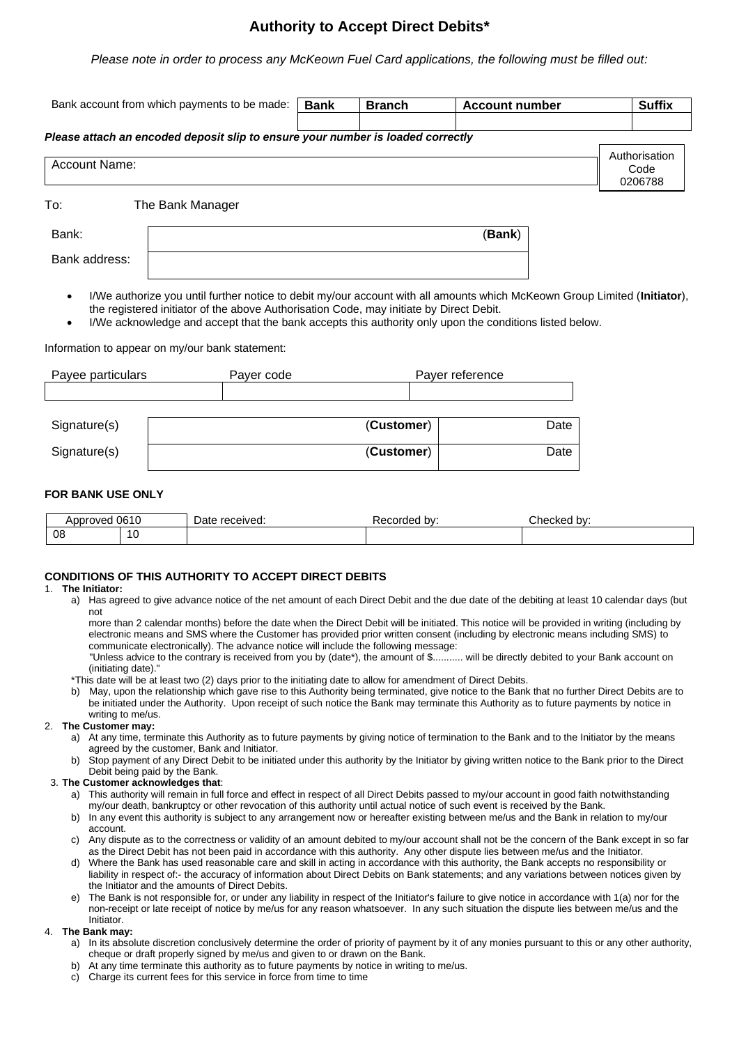# Authority to Accept Direct Debits*

*Please note in order to process any McKeown Fuel Card applications, the following must be filled out:*

| Bank account from which payments to be made: | Bank | Branch | Account number | Suffix |
|---|---|---|---|---|
| | | | | |

***Please attach an encoded deposit slip to ensure your number is loaded correctly***

| Account Name: | Authorisation Code 0206788 |
|---|---|

To: The Bank Manager

| | |
|---|---|
| Bank: | (**Bank**) |
| Bank address: | |

- I/We authorize you until further notice to debit my/our account with all amounts which McKeown Group Limited (**Initiator**), the registered initiator of the above Authorisation Code, may initiate by Direct Debit.
- I/We acknowledge and accept that the bank accepts this authority only upon the conditions listed below.

Information to appear on my/our bank statement:

| Payee particulars | Payer code | Payer reference |
|---|---|---|
| | | |

| | | |
|---|---|---|
| Signature(s) | (**Customer**) | Date |
| Signature(s) | (**Customer**) | Date |

**FOR BANK USE ONLY**

| Approved 0610 | | Date received: | Recorded by: | Checked by: |
|---|---|---|---|---|
| 08 | 10 | | | |

**CONDITIONS OF THIS AUTHORITY TO ACCEPT DIRECT DEBITS**

1. **The Initiator:**
   a) Has agreed to give advance notice of the net amount of each Direct Debit and the due date of the debiting at least 10 calendar days (but not more than 2 calendar months) before the date when the Direct Debit will be initiated. This notice will be provided in writing (including by electronic means and SMS where the Customer has provided prior written consent (including by electronic means including SMS) to communicate electronically). The advance notice will include the following message:
   "Unless advice to the contrary is received from you by (date*), the amount of $........... will be directly debited to your Bank account on (initiating date)."
   *This date will be at least two (2) days prior to the initiating date to allow for amendment of Direct Debits.
   b) May, upon the relationship which gave rise to this Authority being terminated, give notice to the Bank that no further Direct Debits are to be initiated under the Authority. Upon receipt of such notice the Bank may terminate this Authority as to future payments by notice in writing to me/us.
2. **The Customer may:**
   a) At any time, terminate this Authority as to future payments by giving notice of termination to the Bank and to the Initiator by the means agreed by the customer, Bank and Initiator.
   b) Stop payment of any Direct Debit to be initiated under this authority by the Initiator by giving written notice to the Bank prior to the Direct Debit being paid by the Bank.
3. **The Customer acknowledges that**:
   a) This authority will remain in full force and effect in respect of all Direct Debits passed to my/our account in good faith notwithstanding my/our death, bankruptcy or other revocation of this authority until actual notice of such event is received by the Bank.
   b) In any event this authority is subject to any arrangement now or hereafter existing between me/us and the Bank in relation to my/our account.
   c) Any dispute as to the correctness or validity of an amount debited to my/our account shall not be the concern of the Bank except in so far as the Direct Debit has not been paid in accordance with this authority. Any other dispute lies between me/us and the Initiator.
   d) Where the Bank has used reasonable care and skill in acting in accordance with this authority, the Bank accepts no responsibility or liability in respect of:- the accuracy of information about Direct Debits on Bank statements; and any variations between notices given by the Initiator and the amounts of Direct Debits.
   e) The Bank is not responsible for, or under any liability in respect of the Initiator's failure to give notice in accordance with 1(a) nor for the non-receipt or late receipt of notice by me/us for any reason whatsoever. In any such situation the dispute lies between me/us and the Initiator.
4. **The Bank may:**
   a) In its absolute discretion conclusively determine the order of priority of payment by it of any monies pursuant to this or any other authority, cheque or draft properly signed by me/us and given to or drawn on the Bank.
   b) At any time terminate this authority as to future payments by notice in writing to me/us.
   c) Charge its current fees for this service in force from time to time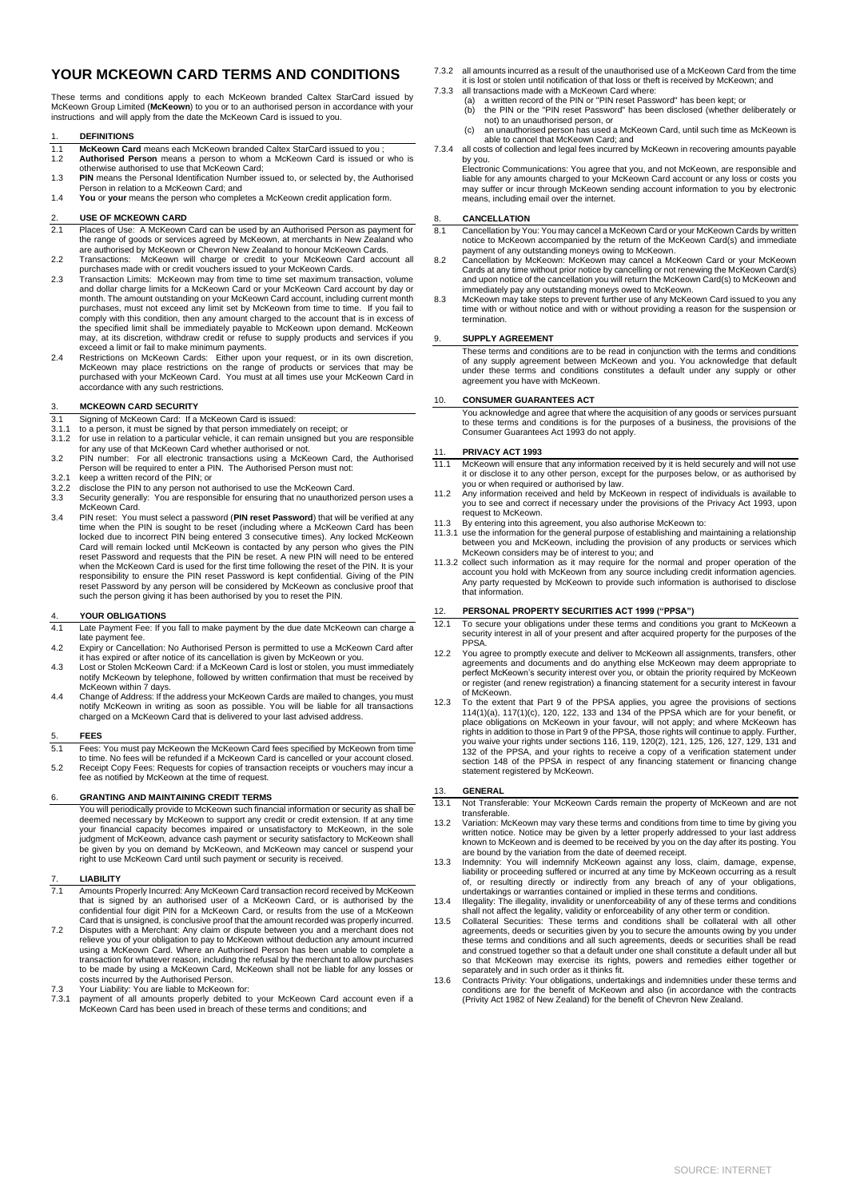# YOUR MCKEOWN CARD TERMS AND CONDITIONS

These terms and conditions apply to each McKeown branded Caltex StarCard issued by McKeown Group Limited (**McKeown**) to you or to an authorised person in accordance with your instructions and will apply from the date the McKeown Card is issued to you.

## 1. DEFINITIONS

1.1 **McKeown Card** means each McKeown branded Caltex StarCard issued to you ;

1.2 **Authorised Person** means a person to whom a McKeown Card is issued or who is otherwise authorised to use that McKeown Card;

1.3 **PIN** means the Personal Identification Number issued to, or selected by, the Authorised Person in relation to a McKeown Card; and

1.4 **You** or **your** means the person who completes a McKeown credit application form.

## 2. USE OF MCKEOWN CARD

2.1 Places of Use: A McKeown Card can be used by an Authorised Person as payment for the range of goods or services agreed by McKeown, at merchants in New Zealand who are authorised by McKeown or Chevron New Zealand to honour McKeown Cards.

2.2 Transactions: McKeown will charge or credit to your McKeown Card account all purchases made with or credit vouchers issued to your McKeown Cards.

2.3 Transaction Limits: McKeown may from time to time set maximum transaction, volume and dollar charge limits for a McKeown Card or your McKeown Card account by day or month. The amount outstanding on your McKeown Card account, including current month purchases, must not exceed any limit set by McKeown from time to time. If you fail to comply with this condition, then any amount charged to the account that is in excess of the specified limit shall be immediately payable to McKeown upon demand. McKeown may, at its discretion, withdraw credit or refuse to supply products and services if you exceed a limit or fail to make minimum payments.

2.4 Restrictions on McKeown Cards: Either upon your request, or in its own discretion, McKeown may place restrictions on the range of products or services that may be purchased with your McKeown Card. You must at all times use your McKeown Card in accordance with any such restrictions.

## 3. MCKEOWN CARD SECURITY

3.1 Signing of McKeown Card: If a McKeown Card is issued:

3.1.1 to a person, it must be signed by that person immediately on receipt; or

3.1.2 for use in relation to a particular vehicle, it can remain unsigned but you are responsible for any use of that McKeown Card whether authorised or not.

3.2 PIN number: For all electronic transactions using a McKeown Card, the Authorised Person will be required to enter a PIN. The Authorised Person must not:

3.2.1 keep a written record of the PIN; or

3.2.2 disclose the PIN to any person not authorised to use the McKeown Card.

3.3 Security generally: You are responsible for ensuring that no unauthorized person uses a McKeown Card.

3.4 PIN reset: You must select a password (**PIN reset Password**) that will be verified at any time when the PIN is sought to be reset (including where a McKeown Card has been locked due to incorrect PIN being entered 3 consecutive times). Any locked McKeown Card will remain locked until McKeown is contacted by any person who gives the PIN reset Password and requests that the PIN be reset. A new PIN will need to be entered when the McKeown Card is used for the first time following the reset of the PIN. It is your responsibility to ensure the PIN reset Password is kept confidential. Giving of the PIN reset Password by any person will be considered by McKeown as conclusive proof that such the person giving it has been authorised by you to reset the PIN.

## 4. YOUR OBLIGATIONS

4.1 Late Payment Fee: If you fail to make payment by the due date McKeown can charge a late payment fee.

4.2 Expiry or Cancellation: No Authorised Person is permitted to use a McKeown Card after it has expired or after notice of its cancellation is given by McKeown or you.

4.3 Lost or Stolen McKeown Card: if a McKeown Card is lost or stolen, you must immediately notify McKeown by telephone, followed by written confirmation that must be received by McKeown within 7 days.

4.4 Change of Address: If the address your McKeown Cards are mailed to changes, you must notify McKeown in writing as soon as possible. You will be liable for all transactions charged on a McKeown Card that is delivered to your last advised address.

## 5. FEES

5.1 Fees: You must pay McKeown the McKeown Card fees specified by McKeown from time to time. No fees will be refunded if a McKeown Card is cancelled or your account closed.

5.2 Receipt Copy Fees: Requests for copies of transaction receipts or vouchers may incur a fee as notified by McKeown at the time of request.

## 6. GRANTING AND MAINTAINING CREDIT TERMS

You will periodically provide to McKeown such financial information or security as shall be deemed necessary by McKeown to support any credit or credit extension. If at any time your financial capacity becomes impaired or unsatisfactory to McKeown, in the sole judgment of McKeown, advance cash payment or security satisfactory to McKeown shall be given by you on demand by McKeown, and McKeown may cancel or suspend your right to use McKeown Card until such payment or security is received.

## 7. LIABILITY

7.1 Amounts Properly Incurred: Any McKeown Card transaction record received by McKeown that is signed by an authorised user of a McKeown Card, or is authorised by the confidential four digit PIN for a McKeown Card, or results from the use of a McKeown Card that is unsigned, is conclusive proof that the amount recorded was properly incurred.

7.2 Disputes with a Merchant: Any claim or dispute between you and a merchant does not relieve you of your obligation to pay to McKeown without deduction any amount incurred using a McKeown Card. Where an Authorised Person has been unable to complete a transaction for whatever reason, including the refusal by the merchant to allow purchases to be made by using a McKeown Card, McKeown shall not be liable for any losses or costs incurred by the Authorised Person.

7.3 Your Liability: You are liable to McKeown for:

7.3.1 payment of all amounts properly debited to your McKeown Card account even if a McKeown Card has been used in breach of these terms and conditions; and

7.3.2 all amounts incurred as a result of the unauthorised use of a McKeown Card from the time it is lost or stolen until notification of that loss or theft is received by McKeown; and

7.3.3 all transactions made with a McKeown Card where:

(a) a written record of the PIN or "PIN reset Password" has been kept; or

(b) the PIN or the "PIN reset Password" has been disclosed (whether deliberately or not) to an unauthorised person, or

(c) an unauthorised person has used a McKeown Card, until such time as McKeown is able to cancel that McKeown Card; and

7.3.4 all costs of collection and legal fees incurred by McKeown in recovering amounts payable by you.

Electronic Communications: You agree that you, and not McKeown, are responsible and liable for any amounts charged to your McKeown Card account or any loss or costs you may suffer or incur through McKeown sending account information to you by electronic means, including email over the internet.

## 8. CANCELLATION

8.1 Cancellation by You: You may cancel a McKeown Card or your McKeown Cards by written notice to McKeown accompanied by the return of the McKeown Card(s) and immediate payment of any outstanding moneys owing to McKeown.

8.2 Cancellation by McKeown: McKeown may cancel a McKeown Card or your McKeown Cards at any time without prior notice by cancelling or not renewing the McKeown Card(s) and upon notice of the cancellation you will return the McKeown Card(s) to McKeown and immediately pay any outstanding moneys owed to McKeown.

8.3 McKeown may take steps to prevent further use of any McKeown Card issued to you any time with or without notice and with or without providing a reason for the suspension or termination.

## 9. SUPPLY AGREEMENT

These terms and conditions are to be read in conjunction with the terms and conditions of any supply agreement between McKeown and you. You acknowledge that default under these terms and conditions constitutes a default under any supply or other agreement you have with McKeown.

## 10. CONSUMER GUARANTEES ACT

You acknowledge and agree that where the acquisition of any goods or services pursuant to these terms and conditions is for the purposes of a business, the provisions of the Consumer Guarantees Act 1993 do not apply.

## 11. PRIVACY ACT 1993

11.1 McKeown will ensure that any information received by it is held securely and will not use it or disclose it to any other person, except for the purposes below, or as authorised by you or when required or authorised by law.

11.2 Any information received and held by McKeown in respect of individuals is available to you to see and correct if necessary under the provisions of the Privacy Act 1993, upon request to McKeown.

11.3 By entering into this agreement, you also authorise McKeown to:

11.3.1 use the information for the general purpose of establishing and maintaining a relationship between you and McKeown, including the provision of any products or services which McKeown considers may be of interest to you; and

11.3.2 collect such information as it may require for the normal and proper operation of the account you hold with McKeown from any source including credit information agencies. Any party requested by McKeown to provide such information is authorised to disclose that information.

## 12. PERSONAL PROPERTY SECURITIES ACT 1999 ("PPSA")

12.1 To secure your obligations under these terms and conditions you grant to McKeown a security interest in all of your present and after acquired property for the purposes of the PPSA.

12.2 You agree to promptly execute and deliver to McKeown all assignments, transfers, other agreements and documents and do anything else McKeown may deem appropriate to perfect McKeown's security interest over you, or obtain the priority required by McKeown or register (and renew registration) a financing statement for a security interest in favour of McKeown.

12.3 To the extent that Part 9 of the PPSA applies, you agree the provisions of sections 114(1)(a), 117(1)(c), 120, 122, 133 and 134 of the PPSA which are for your benefit, or place obligations on McKeown in your favour, will not apply; and where McKeown has rights in addition to those in Part 9 of the PPSA, those rights will continue to apply. Further, you waive your rights under sections 116, 119, 120(2), 121, 125, 126, 127, 129, 131 and 132 of the PPSA, and your rights to receive a copy of a verification statement under section 148 of the PPSA in respect of any financing statement or financing change statement registered by McKeown.

## 13. GENERAL

13.1 Not Transferable: Your McKeown Cards remain the property of McKeown and are not transferable.

13.2 Variation: McKeown may vary these terms and conditions from time to time by giving you written notice. Notice may be given by a letter properly addressed to your last address known to McKeown and is deemed to be received by you on the day after its posting. You are bound by the variation from the date of deemed receipt.

13.3 Indemnity: You will indemnify McKeown against any loss, claim, damage, expense, liability or proceeding suffered or incurred at any time by McKeown occurring as a result of, or resulting directly or indirectly from any breach of any of your obligations, undertakings or warranties contained or implied in these terms and conditions.

13.4 Illegality: The illegality, invalidity or unenforceability of any of these terms and conditions shall not affect the legality, validity or enforceability of any other term or condition.

13.5 Collateral Securities: These terms and conditions shall be collateral with all other agreements, deeds or securities given by you to secure the amounts owing by you under these terms and conditions and all such agreements, deeds or securities shall be read and construed together so that a default under one shall constitute a default under all but so that McKeown may exercise its rights, powers and remedies either together or separately and in such order as it thinks fit.

13.6 Contracts Privity: Your obligations, undertakings and indemnities under these terms and conditions are for the benefit of McKeown and also (in accordance with the contracts (Privity Act 1982 of New Zealand) for the benefit of Chevron New Zealand.

SOURCE: INTERNET